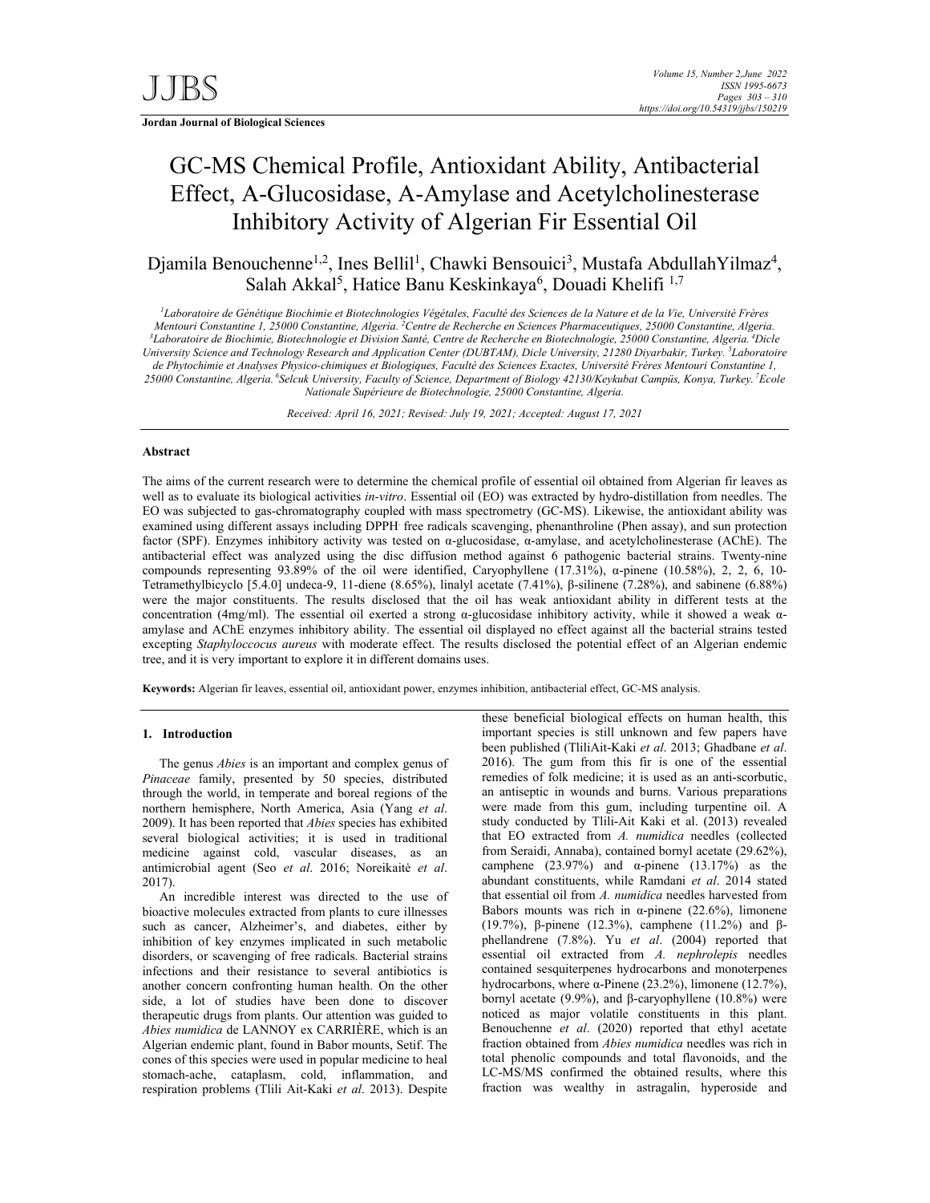**Jordan Journal of Biological Sciences**

# GC-MS Chemical Profile, Antioxidant Ability, Antibacterial Effect, A-Glucosidase, A-Amylase and Acetylcholinesterase Inhibitory Activity of Algerian Fir Essential Oil

Djamila Benouchenne[1,2], Ines Bellil[1], Chawki Bensouici[3], Mustafa AbdullahYilmaz[4], Salah Akkal[5], Hatice Banu Keskinkaya[6], Douadi Khelifi [1,7]

*[1]Laboratoire de Génétique Biochimie et Biotechnologies Végétales, Faculté des Sciences de la Nature et de la Vie, Université Frères Mentouri Constantine 1, 25000 Constantine, Algeria. [2]Centre de Recherche en Sciences Pharmaceutiques, 25000 Constantine, Algeria. [3]Laboratoire de Biochimie, Biotechnologie et Division Santé, Centre de Recherche en Biotechnologie, 25000 Constantine, Algeria. [4]Dicle University Science and Technology Research and Application Center (DUBTAM), Dicle University, 21280 Diyarbakir, Turkey. [5]Laboratoire de Phytochimie et Analyses Physico-chimiques et Biologiques, Faculté des Sciences Exactes, Université Frères Mentouri Constantine 1, 25000 Constantine, Algeria. [6]Selcuk University, Faculty of Science, Department of Biology 42130/Keykubat Campüs, Konya, Turkey. [7]Ecole Nationale Supérieure de Biotechnologie, 25000 Constantine, Algeria.*

*Received: April 16, 2021; Revised: July 19, 2021; Accepted: August 17, 2021*

## Abstract

The aims of the current research were to determine the chemical profile of essential oil obtained from Algerian fir leaves as well as to evaluate its biological activities *in-vitro*. Essential oil (EO) was extracted by hydro-distillation from needles. The EO was subjected to gas-chromatography coupled with mass spectrometry (GC-MS). Likewise, the antioxidant ability was examined using different assays including DPPH· free radicals scavenging, phenanthroline (Phen assay), and sun protection factor (SPF). Enzymes inhibitory activity was tested on α-glucosidase, α-amylase, and acetylcholinesterase (AChE). The antibacterial effect was analyzed using the disc diffusion method against 6 pathogenic bacterial strains. Twenty-nine compounds representing 93.89% of the oil were identified, Caryophyllene (17.31%), α-pinene (10.58%), 2, 2, 6, 10-Tetramethylbicyclo [5.4.0] undeca-9, 11-diene (8.65%), linalyl acetate (7.41%), β-silinene (7.28%), and sabinene (6.88%) were the major constituents. The results disclosed that the oil has weak antioxidant ability in different tests at the concentration (4mg/ml). The essential oil exerted a strong α-glucosidase inhibitory activity, while it showed a weak α-amylase and AChE enzymes inhibitory ability. The essential oil displayed no effect against all the bacterial strains tested excepting *Staphyloccocus aureus* with moderate effect. The results disclosed the potential effect of an Algerian endemic tree, and it is very important to explore it in different domains uses.

**Keywords:** Algerian fir leaves, essential oil, antioxidant power, enzymes inhibition, antibacterial effect, GC-MS analysis.

## 1. Introduction

The genus *Abies* is an important and complex genus of *Pinaceae* family, presented by 50 species, distributed through the world, in temperate and boreal regions of the northern hemisphere, North America, Asia (Yang *et al*. 2009). It has been reported that *Abies* species has exhibited several biological activities; it is used in traditional medicine against cold, vascular diseases, as an antimicrobial agent (Seo *et al*. 2016; Noreikaitė *et al*. 2017).

An incredible interest was directed to the use of bioactive molecules extracted from plants to cure illnesses such as cancer, Alzheimer's, and diabetes, either by inhibition of key enzymes implicated in such metabolic disorders, or scavenging of free radicals. Bacterial strains infections and their resistance to several antibiotics is another concern confronting human health. On the other side, a lot of studies have been done to discover therapeutic drugs from plants. Our attention was guided to *Abies numidica* de LANNOY ex CARRIÈRE, which is an Algerian endemic plant, found in Babor mounts, Setif. The cones of this species were used in popular medicine to heal stomach-ache, cataplasm, cold, inflammation, and respiration problems (Tlili Ait-Kaki *et al*. 2013). Despite these beneficial biological effects on human health, this important species is still unknown and few papers have been published (TliliAit-Kaki *et al*. 2013; Ghadbane *et al*. 2016). The gum from this fir is one of the essential remedies of folk medicine; it is used as an anti-scorbutic, an antiseptic in wounds and burns. Various preparations were made from this gum, including turpentine oil. A study conducted by Tlili-Ait Kaki et al. (2013) revealed that EO extracted from *A. numidica* needles (collected from Seraidi, Annaba), contained bornyl acetate (29.62%), camphene (23.97%) and α-pinene (13.17%) as the abundant constituents, while Ramdani *et al*. 2014 stated that essential oil from *A. numidica* needles harvested from Babors mounts was rich in α-pinene (22.6%), limonene (19.7%), β-pinene (12.3%), camphene (11.2%) and β-phellandrene (7.8%). Yu *et al*. (2004) reported that essential oil extracted from *A. nephrolepis* needles contained sesquiterpenes hydrocarbons and monoterpenes hydrocarbons, where α-Pinene (23.2%), limonene (12.7%), bornyl acetate (9.9%), and β-caryophyllene (10.8%) were noticed as major volatile constituents in this plant. Benouchenne *et al*. (2020) reported that ethyl acetate fraction obtained from *Abies numidica* needles was rich in total phenolic compounds and total flavonoids, and the LC-MS/MS confirmed the obtained results, where this fraction was wealthy in astragalin, hyperoside and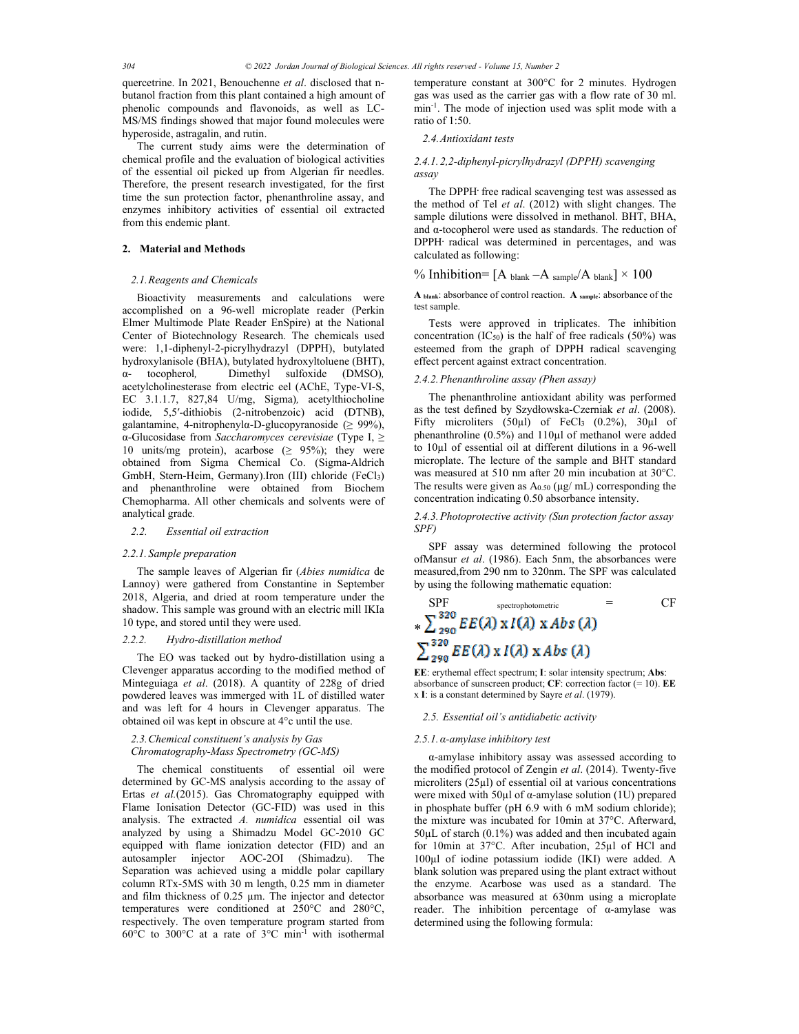quercetrine. In 2021, Benouchenne *et al*. disclosed that n-butanol fraction from this plant contained a high amount of phenolic compounds and flavonoids, as well as LC-MS/MS findings showed that major found molecules were hyperoside, astragalin, and rutin.

The current study aims were the determination of chemical profile and the evaluation of biological activities of the essential oil picked up from Algerian fir needles. Therefore, the present research investigated, for the first time the sun protection factor, phenanthroline assay, and enzymes inhibitory activities of essential oil extracted from this endemic plant.

## 2. Material and Methods

### 2.1. Reagents and Chemicals

Bioactivity measurements and calculations were accomplished on a 96-well microplate reader (Perkin Elmer Multimode Plate Reader EnSpire) at the National Center of Biotechnology Research. The chemicals used were: 1,1-diphenyl-2-picrylhydrazyl (DPPH), butylated hydroxylanisole (BHA), butylated hydroxyltoluene (BHT), α- tocopherol, Dimethyl sulfoxide (DMSO), acetylcholinesterase from electric eel (AChE, Type-VI-S, EC 3.1.1.7, 827,84 U/mg, Sigma), acetylthiocholine iodide, 5,5′-dithiobis (2-nitrobenzoic) acid (DTNB), galantamine, 4-nitrophenylα-D-glucopyranoside (≥ 99%), α-Glucosidase from *Saccharomyces cerevisiae* (Type I, ≥ 10 units/mg protein), acarbose (≥ 95%); they were obtained from Sigma Chemical Co. (Sigma-Aldrich GmbH, Stern-Heim, Germany).Iron (III) chloride ($FeCl_3$) and phenanthroline were obtained from Biochem Chemopharma. All other chemicals and solvents were of analytical grade.

### 2.2. Essential oil extraction

#### 2.2.1. Sample preparation

The sample leaves of Algerian fir (*Abies numidica* de Lannoy) were gathered from Constantine in September 2018, Algeria, and dried at room temperature under the shadow. This sample was ground with an electric mill IKIa 10 type, and stored until they were used.

#### 2.2.2. Hydro-distillation method

The EO was tacked out by hydro-distillation using a Clevenger apparatus according to the modified method of Minteguiaga *et al*. (2018). A quantity of 228g of dried powdered leaves was immerged with 1L of distilled water and was left for 4 hours in Clevenger apparatus. The obtained oil was kept in obscure at 4°c until the use.

### 2.3. Chemical constituent's analysis by Gas Chromatography-Mass Spectrometry (GC-MS)

The chemical constituents of essential oil were determined by GC-MS analysis according to the assay of Ertas *et al.*(2015). Gas Chromatography equipped with Flame Ionisation Detector (GC-FID) was used in this analysis. The extracted *A. numidica* essential oil was analyzed by using a Shimadzu Model GC-2010 GC equipped with flame ionization detector (FID) and an autosampler injector AOC-2OI (Shimadzu). The Separation was achieved using a middle polar capillary column RTx-5MS with 30 m length, 0.25 mm in diameter and film thickness of 0.25 µm. The injector and detector temperatures were conditioned at 250°C and 280°C, respectively. The oven temperature program started from 60°C to 300°C at a rate of 3°C $min^{-1}$ with isothermal temperature constant at 300°C for 2 minutes. Hydrogen gas was used as the carrier gas with a flow rate of 30 ml. $min^{-1}$. The mode of injection used was split mode with a ratio of 1:50.

### 2.4. Antioxidant tests

#### 2.4.1. 2,2-diphenyl-picrylhydrazyl (DPPH) scavenging assay

The DPPH· free radical scavenging test was assessed as the method of Tel *et al*. (2012) with slight changes. The sample dilutions were dissolved in methanol. BHT, BHA, and α-tocopherol were used as standards. The reduction of DPPH· radical was determined in percentages, and was calculated as following:

$$\% \text{ Inhibition} = [A_{blank} - A_{sample}/A_{blank}] \times 100$$

**$A_{blank}$**: absorbance of control reaction. **$A_{sample}$**: absorbance of the test sample.

Tests were approved in triplicates. The inhibition concentration ($IC_{50}$) is the half of free radicals (50%) was esteemed from the graph of DPPH radical scavenging effect percent against extract concentration.

#### 2.4.2. Phenanthroline assay (Phen assay)

The phenanthroline antioxidant ability was performed as the test defined by Szydłowska-Czerniak *et al*. (2008). Fifty microliters (50µl) of $FeCl_3$ (0.2%), 30µl of phenanthroline (0.5%) and 110µl of methanol were added to 10µl of essential oil at different dilutions in a 96-well microplate. The lecture of the sample and BHT standard was measured at 510 nm after 20 min incubation at 30°C. The results were given as $A_{0.50}$ (µg/ mL) corresponding the concentration indicating 0.50 absorbance intensity.

#### 2.4.3. Photoprotective activity (Sun protection factor assay SPF)

SPF assay was determined following the protocol ofMansur *et al*. (1986). Each 5nm, the absorbances were measured,from 290 nm to 320nm. The SPF was calculated by using the following mathematical equation:

$$SPF_{spectrophotometric} = CF * \sum_{290}^{320} EE(\lambda) \times I(\lambda) \times Abs(\lambda)$$

$$\sum_{290}^{320} EE(\lambda) \times I(\lambda) \times Abs(\lambda)$$

**EE**: erythemal effect spectrum; **I**: solar intensity spectrum; **Abs**: absorbance of sunscreen product; **CF**: correction factor (= 10). **EE** x **I**: is a constant determined by Sayre *et al*. (1979).

### 2.5. Essential oil's antidiabetic activity

#### 2.5.1. α-amylase inhibitory test

α-amylase inhibitory assay was assessed according to the modified protocol of Zengin *et al*. (2014). Twenty-five microliters (25µl) of essential oil at various concentrations was mixed with 50µl of α-amylase solution (1U) prepared in phosphate buffer (pH 6.9 with 6 mM sodium chloride); the mixture was incubated for 10min at 37°C. Afterward, 50µL of starch (0.1%) was added and then incubated again for 10min at 37°C. After incubation, 25µl of HCl and 100µl of iodine potassium iodide (IKI) were added. A blank solution was prepared using the plant extract without the enzyme. Acarbose was used as a standard. The absorbance was measured at 630nm using a microplate reader. The inhibition percentage of α-amylase was determined using the following formula: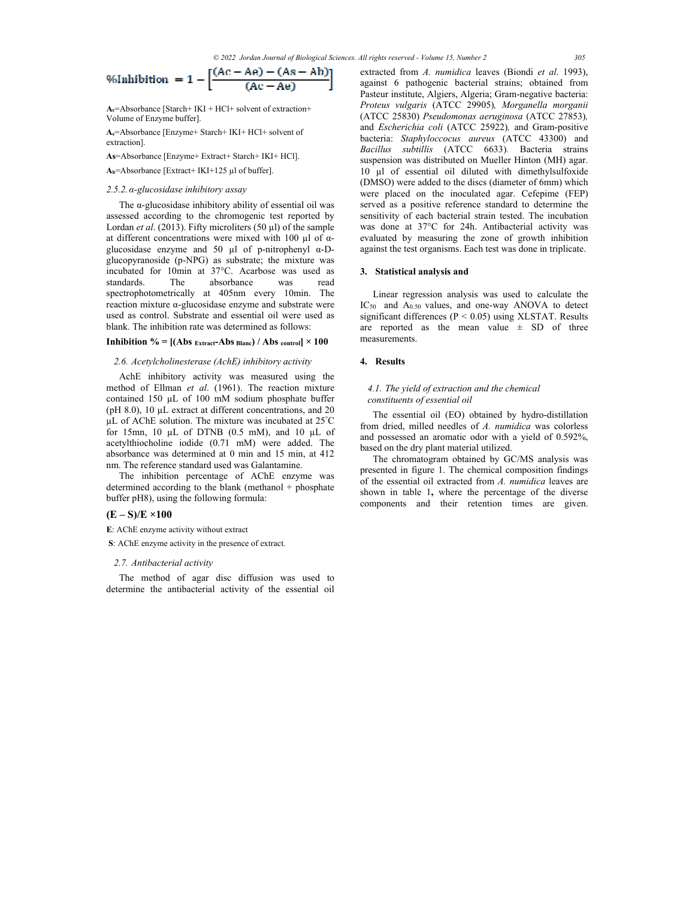$$\%Inhibition = 1 - \left[\frac{(Ac - Ae) - (As - Ab)}{(Ac - Ae)}\right]$$

**$A_c$**=Absorbance [Starch+ IKI + HCl+ solvent of extraction+ Volume of Enzyme buffer].

**$A_e$**=Absorbance [Enzyme+ Starch+ IKI+ HCl+ solvent of extraction].

**As**=Absorbance [Enzyme+ Extract+ Starch+ IKI+ HCl].

**$A_b$**=Absorbance [Extract+ IKI+125 µl of buffer].

*2.5.2. α-glucosidase inhibitory assay*

The α-glucosidase inhibitory ability of essential oil was assessed according to the chromogenic test reported by Lordan *et al*. (2013). Fifty microliters (50 µl) of the sample at different concentrations were mixed with 100 µl of α-glucosidase enzyme and 50 µl of p-nitrophenyl α-D-glucopyranoside (p-NPG) as substrate; the mixture was incubated for 10min at 37°C. Acarbose was used as standards. The absorbance was read spectrophotometrically at 405nm every 10min. The reaction mixture α-glucosidase enzyme and substrate were used as control. Substrate and essential oil were used as blank. The inhibition rate was determined as follows:

$$\textbf{Inhibition \%} = [(Abs_{Extract} - Abs_{Blanc}) / Abs_{control}] \times 100$$

*2.6. Acetylcholinesterase (AchE) inhibitory activity*

AchE inhibitory activity was measured using the method of Ellman *et al*. (1961). The reaction mixture contained 150 µL of 100 mM sodium phosphate buffer (pH 8.0), 10 µL extract at different concentrations, and 20 µL of AChE solution. The mixture was incubated at 25°C for 15mn, 10 µL of DTNB (0.5 mM), and 10 µL of acetylthiocholine iodide (0.71 mM) were added. The absorbance was determined at 0 min and 15 min, at 412 nm. The reference standard used was Galantamine.

The inhibition percentage of AChE enzyme was determined according to the blank (methanol + phosphate buffer pH8), using the following formula:

$$\textbf{(E – S)/E ×100}$$

**E**: AChE enzyme activity without extract

**S**: AChE enzyme activity in the presence of extract.

*2.7. Antibacterial activity*

The method of agar disc diffusion was used to determine the antibacterial activity of the essential oil extracted from *A. numidica* leaves (Biondi *et al*. 1993), against 6 pathogenic bacterial strains; obtained from Pasteur institute, Algiers, Algeria; Gram-negative bacteria: *Proteus vulgaris* (ATCC 29905)*, Morganella morganii* (ATCC 25830) *Pseudomonas aeruginosa* (ATCC 27853)*,* and *Escherichia coli* (ATCC 25922)*,* and Gram-positive bacteria: *Staphyloccocus aureus* (ATCC 43300) and *Bacillus subtillis* (ATCC 6633)*.* Bacteria strains suspension was distributed on Mueller Hinton (MH) agar. 10 µl of essential oil diluted with dimethylsulfoxide (DMSO) were added to the discs (diameter of 6mm) which were placed on the inoculated agar. Cefepime (FEP) served as a positive reference standard to determine the sensitivity of each bacterial strain tested. The incubation was done at 37°C for 24h. Antibacterial activity was evaluated by measuring the zone of growth inhibition against the test organisms. Each test was done in triplicate.

## 3. Statistical analysis and

Linear regression analysis was used to calculate the $IC_{50}$ and $A_{0.50}$ values, and one-way ANOVA to detect significant differences ($P < 0.05$) using XLSTAT. Results are reported as the mean value ± SD of three measurements.

## 4. Results

*4.1. The yield of extraction and the chemical constituents of essential oil*

The essential oil (EO) obtained by hydro-distillation from dried, milled needles of *A. numidica* was colorless and possessed an aromatic odor with a yield of 0.592%, based on the dry plant material utilized.

The chromatogram obtained by GC/MS analysis was presented in figure 1. The chemical composition findings of the essential oil extracted from *A. numidica* leaves are shown in table 1**,** where the percentage of the diverse components and their retention times are given.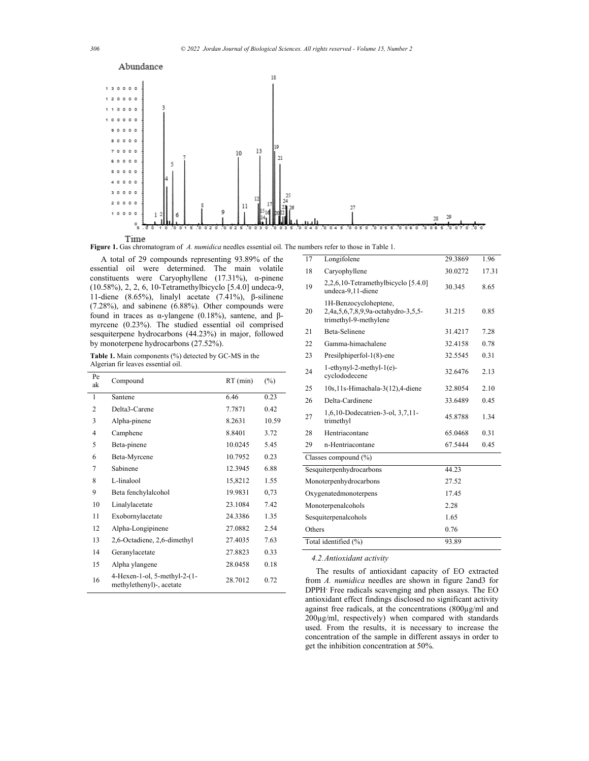Figure 1. Gas chromatogram of *A. numidica* needles essential oil. The numbers refer to those in Table 1.

A total of 29 compounds representing 93.89% of the essential oil were determined. The main volatile constituents were Caryophyllene (17.31%), α-pinene (10.58%), 2, 2, 6, 10-Tetramethylbicyclo [5.4.0] undeca-9, 11-diene (8.65%), linalyl acetate (7.41%), β-silinene (7.28%), and sabinene (6.88%). Other compounds were found in traces as α-ylangene (0.18%), santene, and β-myrcene (0.23%). The studied essential oil comprised sesquiterpene hydrocarbons (44.23%) in major, followed by monoterpene hydrocarbons (27.52%).

**Table 1.** Main components (%) detected by GC-MS in the Algerian fir leaves essential oil.

| Peak | Compound | RT (min) | (%) |
|---|---|---|---|
| 1 | Santene | 6.46 | 0.23 |
| 2 | Delta3-Carene | 7.7871 | 0.42 |
| 3 | Alpha-pinene | 8.2631 | 10.59 |
| 4 | Camphene | 8.8401 | 3.72 |
| 5 | Beta-pinene | 10.0245 | 5.45 |
| 6 | Beta-Myrcene | 10.7952 | 0.23 |
| 7 | Sabinene | 12.3945 | 6.88 |
| 8 | L-linalool | 15,8212 | 1.55 |
| 9 | Beta fenchylalcohol | 19.9831 | 0,73 |
| 10 | Linalylacetate | 23.1084 | 7.42 |
| 11 | Exobornylacetate | 24.3386 | 1.35 |
| 12 | Alpha-Longipinene | 27.0882 | 2.54 |
| 13 | 2,6-Octadiene, 2,6-dimethyl | 27.4035 | 7.63 |
| 14 | Geranylacetate | 27.8823 | 0.33 |
| 15 | Alpha ylangene | 28.0458 | 0.18 |
| 16 | 4-Hexen-1-ol, 5-methyl-2-(1-methylethenyl)-, acetate | 28.7012 | 0.72 |
| 17 | Longifolene | 29.3869 | 1.96 |
| 18 | Caryophyllene | 30.0272 | 17.31 |
| 19 | 2,2,6,10-Tetramethylbicyclo [5.4.0] undeca-9,11-diene | 30.345 | 8.65 |
| 20 | 1H-Benzocycloheptene, 2,4a,5,6,7,8,9,9a-octahydro-3,5,5-trimethyl-9-methylene | 31.215 | 0.85 |
| 21 | Beta-Selinene | 31.4217 | 7.28 |
| 22 | Gamma-himachalene | 32.4158 | 0.78 |
| 23 | Presilphiperfol-1(8)-ene | 32.5545 | 0.31 |
| 24 | 1-ethynyl-2-methyl-1(e)-cyclododecene | 32.6476 | 2.13 |
| 25 | 10s,11s-Himachala-3(12),4-diene | 32.8054 | 2.10 |
| 26 | Delta-Cardinene | 33.6489 | 0.45 |
| 27 | 1,6,10-Dodecatrien-3-ol, 3,7,11-trimethyl | 45.8788 | 1.34 |
| 28 | Hentriacontane | 65.0468 | 0.31 |
| 29 | n-Hentriacontane | 67.5444 | 0.45 |
| Classes compound (%) | | | |
| Sesquiterpenhydrocarbons | | 44.23 | |
| Monoterpenhydrocarbons | | 27.52 | |
| Oxygenatedmonoterpens | | 17.45 | |
| Monoterpenalcohols | | 2.28 | |
| Sesquiterpenalcohols | | 1.65 | |
| Others | | 0.76 | |
| Total identified (%) | | 93.89 | |

### 4.2. Antioxidant activity

The results of antioxidant capacity of EO extracted from *A. numidica* needles are shown in figure 2and3 for DPPH· Free radicals scavenging and phen assays. The EO antioxidant effect findings disclosed no significant activity against free radicals, at the concentrations (800µg/ml and 200µg/ml, respectively) when compared with standards used. From the results, it is necessary to increase the concentration of the sample in different assays in order to get the inhibition concentration at 50%.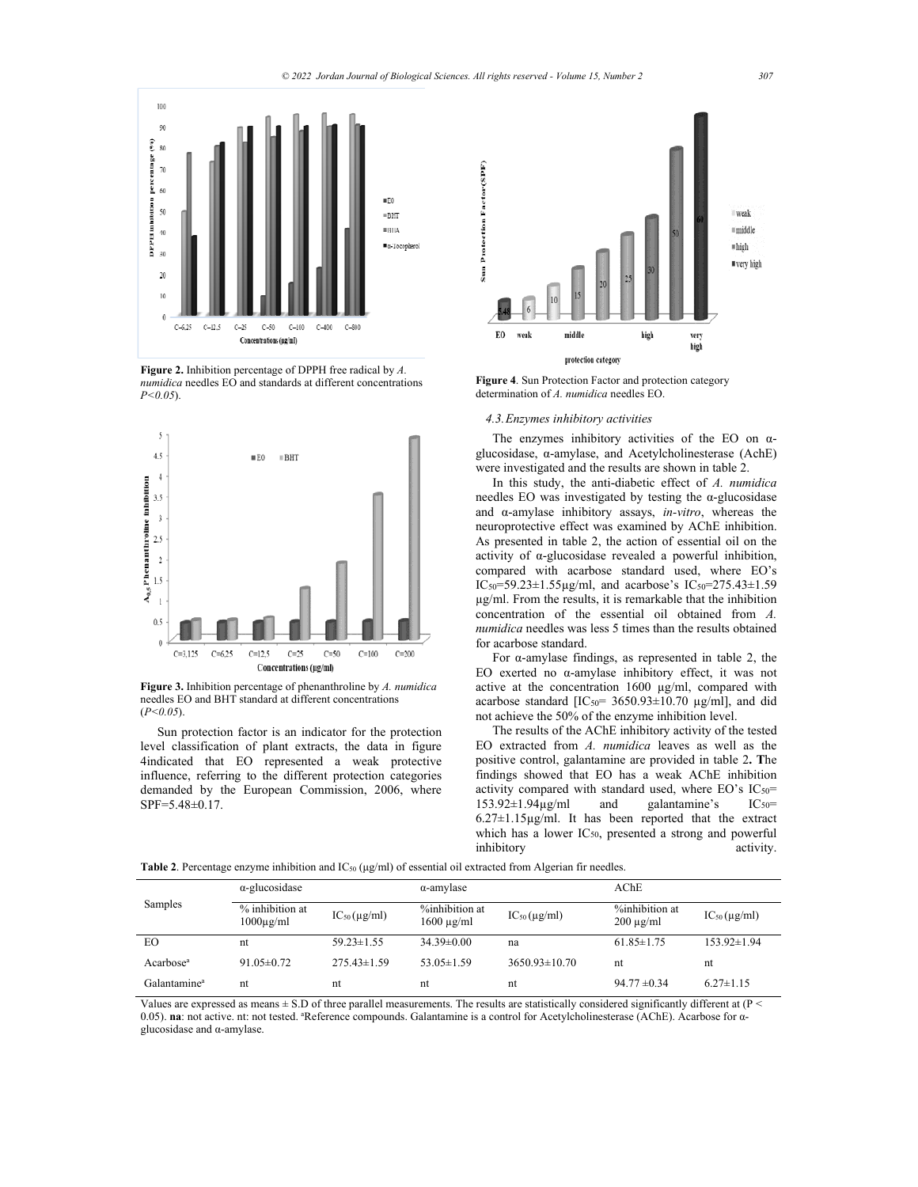Figure 2. Inhibition percentage of DPPH free radical by *A. numidica* needles EO and standards at different concentrations *P<0.05*).

Figure 3. Inhibition percentage of phenanthroline by *A. numidica* needles EO and BHT standard at different concentrations (*P<0.05*).

Sun protection factor is an indicator for the protection level classification of plant extracts, the data in figure 4indicated that EO represented a weak protective influence, referring to the different protection categories demanded by the European Commission, 2006, where SPF=5.48±0.17.

Figure 4. Sun Protection Factor and protection category determination of *A. numidica* needles EO.

### 4.3. Enzymes inhibitory activities

The enzymes inhibitory activities of the EO on α-glucosidase, α-amylase, and Acetylcholinesterase (AChE) were investigated and the results are shown in table 2.

In this study, the anti-diabetic effect of *A. numidica* needles EO was investigated by testing the α-glucosidase and α-amylase inhibitory assays, *in-vitro*, whereas the neuroprotective effect was examined by AChE inhibition. As presented in table 2, the action of essential oil on the activity of α-glucosidase revealed a powerful inhibition, compared with acarbose standard used, where EO's $IC_{50}$=59.23±1.55µg/ml, and acarbose's $IC_{50}$=275.43±1.59 µg/ml. From the results, it is remarkable that the inhibition concentration of the essential oil obtained from *A. numidica* needles was less 5 times than the results obtained for acarbose standard.

For α-amylase findings, as represented in table 2, the EO exerted no α-amylase inhibitory effect, it was not active at the concentration 1600 µg/ml, compared with acarbose standard [$IC_{50}$= 3650.93±10.70 µg/ml], and did not achieve the 50% of the enzyme inhibition level.

The results of the AChE inhibitory activity of the tested EO extracted from *A. numidica* leaves as well as the positive control, galantamine are provided in table 2. The findings showed that EO has a weak AChE inhibition activity compared with standard used, where EO's $IC_{50}$= 153.92±1.94µg/ml and galantamine's $IC_{50}$= 6.27±1.15µg/ml. It has been reported that the extract which has a lower $IC_{50}$, presented a strong and powerful inhibitory activity.

Table 2. Percentage enzyme inhibition and $IC_{50}$ (µg/ml) of essential oil extracted from Algerian fir needles.

| Samples | α-glucosidase | | α-amylase | | AChE | |
|---|---|---|---|---|---|---|
| | % inhibition at 1000µg/ml | $IC_{50}$ (µg/ml) | %inhibition at 1600 µg/ml | $IC_{50}$ (µg/ml) | %inhibition at 200 µg/ml | $IC_{50}$ (µg/ml) |
| EO | nt | 59.23±1.55 | 34.39±0.00 | na | 61.85±1.75 | 153.92±1.94 |
| Acarbose[a] | 91.05±0.72 | 275.43±1.59 | 53.05±1.59 | 3650.93±10.70 | nt | nt |
| Galantamine[a] | nt | nt | nt | nt | 94.77 ±0.34 | 6.27±1.15 |

Values are expressed as means ± S.D of three parallel measurements. The results are statistically considered significantly different at ($P < 0.05$). **na**: not active. nt: not tested. [a]Reference compounds. Galantamine is a control for Acetylcholinesterase (AChE). Acarbose for α-glucosidase and α-amylase.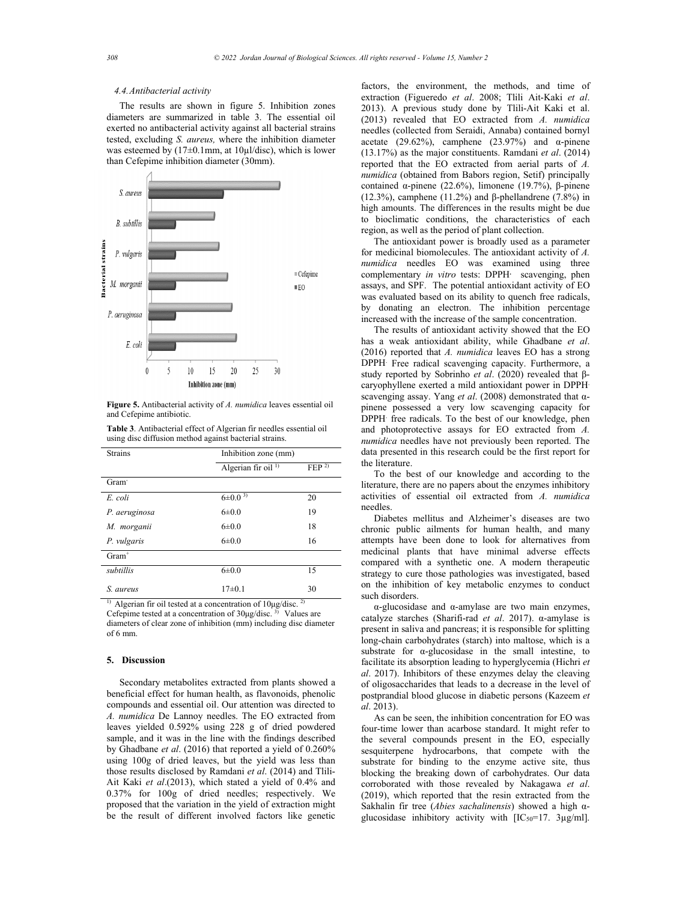### 4.4. Antibacterial activity

The results are shown in figure 5. Inhibition zones diameters are summarized in table 3. The essential oil exerted no antibacterial activity against all bacterial strains tested, excluding *S. aureus,* where the inhibition diameter was esteemed by (17±0.1mm, at 10µl/disc), which is lower than Cefepime inhibition diameter (30mm).

**Figure 5.** Antibacterial activity of *A. numidica* leaves essential oil and Cefepime antibiotic.

**Table 3**. Antibacterial effect of Algerian fir needles essential oil using disc diffusion method against bacterial strains.

| Strains | Inhibition zone (mm) | |
|---|---|---|
| | Algerian fir oil [1] | FEP [2] |
| Gram$^-$ | | |
| *E. coli* | 6±0.0 [3] | 20 |
| *P. aeruginosa* | 6±0.0 | 19 |
| *M. morganii* | 6±0.0 | 18 |
| *P. vulgaris* | 6±0.0 | 16 |
| Gram$^+$ | | |
| *subtillis* | 6±0.0 | 15 |
| *S. aureus* | 17±0.1 | 30 |

[1] Algerian fir oil tested at a concentration of 10µg/disc. [2] Cefepime tested at a concentration of 30µg/disc. [3] Values are diameters of clear zone of inhibition (mm) including disc diameter of 6 mm.

## 5. Discussion

Secondary metabolites extracted from plants showed a beneficial effect for human health, as flavonoids, phenolic compounds and essential oil. Our attention was directed to *A. numidica* De Lannoy needles. The EO extracted from leaves yielded 0.592% using 228 g of dried powdered sample, and it was in the line with the findings described by Ghadbane *et al*. (2016) that reported a yield of 0.260% using 100g of dried leaves, but the yield was less than those results disclosed by Ramdani *et al*. (2014) and Tlili-Ait Kaki *et al*.(2013), which stated a yield of 0.4% and 0.37% for 100g of dried needles; respectively. We proposed that the variation in the yield of extraction might be the result of different involved factors like genetic factors, the environment, the methods, and time of extraction (Figueredo *et al*. 2008; Tlili Ait-Kaki *et al*. 2013). A previous study done by Tlili-Ait Kaki et al. (2013) revealed that EO extracted from *A. numidica* needles (collected from Seraidi, Annaba) contained bornyl acetate (29.62%), camphene (23.97%) and α-pinene (13.17%) as the major constituents. Ramdani *et al*. (2014) reported that the EO extracted from aerial parts of *A. numidica* (obtained from Babors region, Setif) principally contained α-pinene (22.6%), limonene (19.7%), β-pinene (12.3%), camphene (11.2%) and β-phellandrene (7.8%) in high amounts. The differences in the results might be due to bioclimatic conditions, the characteristics of each region, as well as the period of plant collection.

The antioxidant power is broadly used as a parameter for medicinal biomolecules. The antioxidant activity of *A. numidica* needles EO was examined using three complementary *in vitro* tests: DPPH· scavenging, phen assays, and SPF. The potential antioxidant activity of EO was evaluated based on its ability to quench free radicals, by donating an electron. The inhibition percentage increased with the increase of the sample concentration.

The results of antioxidant activity showed that the EO has a weak antioxidant ability, while Ghadbane *et al*. (2016) reported that *A. numidica* leaves EO has a strong DPPH· Free radical scavenging capacity. Furthermore, a study reported by Sobrinho *et al*. (2020) revealed that β-caryophyllene exerted a mild antioxidant power in DPPH· scavenging assay. Yang *et al*. (2008) demonstrated that α-pinene possessed a very low scavenging capacity for DPPH· free radicals. To the best of our knowledge, phen and photoprotective assays for EO extracted from *A. numidica* needles have not previously been reported. The data presented in this research could be the first report for the literature.

To the best of our knowledge and according to the literature, there are no papers about the enzymes inhibitory activities of essential oil extracted from *A. numidica* needles.

Diabetes mellitus and Alzheimer's diseases are two chronic public ailments for human health, and many attempts have been done to look for alternatives from medicinal plants that have minimal adverse effects compared with a synthetic one. A modern therapeutic strategy to cure those pathologies was investigated, based on the inhibition of key metabolic enzymes to conduct such disorders.

α-glucosidase and α-amylase are two main enzymes, catalyze starches (Sharifi-rad *et al*. 2017). α-amylase is present in saliva and pancreas; it is responsible for splitting long-chain carbohydrates (starch) into maltose, which is a substrate for α-glucosidase in the small intestine, to facilitate its absorption leading to hyperglycemia (Hichri *et al*. 2017). Inhibitors of these enzymes delay the cleaving of oligosaccharides that leads to a decrease in the level of postprandial blood glucose in diabetic persons (Kazeem *et al*. 2013).

As can be seen, the inhibition concentration for EO was four-time lower than acarbose standard. It might refer to the several compounds present in the EO, especially sesquiterpene hydrocarbons, that compete with the substrate for binding to the enzyme active site, thus blocking the breaking down of carbohydrates. Our data corroborated with those revealed by Nakagawa *et al*. (2019), which reported that the resin extracted from the Sakhalin fir tree (*Abies sachalinensis*) showed a high α-glucosidase inhibitory activity with [$IC_{50}$=17. 3µg/ml].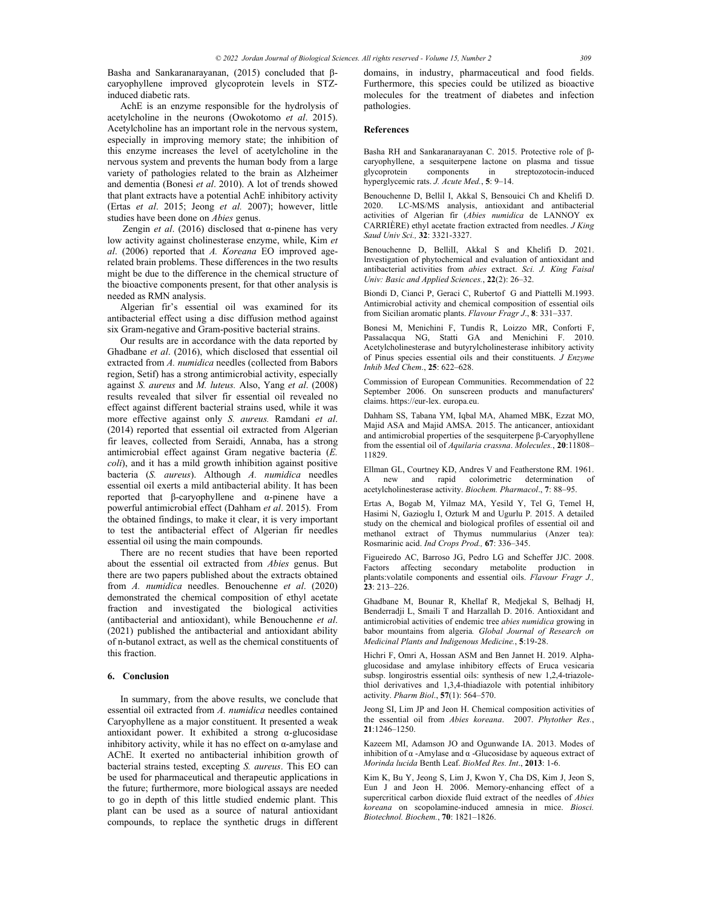Basha and Sankaranarayanan, (2015) concluded that β-caryophyllene improved glycoprotein levels in STZ-induced diabetic rats.

AchE is an enzyme responsible for the hydrolysis of acetylcholine in the neurons (Owokotomo *et al*. 2015). Acetylcholine has an important role in the nervous system, especially in improving memory state; the inhibition of this enzyme increases the level of acetylcholine in the nervous system and prevents the human body from a large variety of pathologies related to the brain as Alzheimer and dementia (Bonesi *et al*. 2010). A lot of trends showed that plant extracts have a potential AchE inhibitory activity (Ertas *et al*. 2015; Jeong *et al.* 2007); however, little studies have been done on *Abies* genus.

Zengin *et al*. (2016) disclosed that α-pinene has very low activity against cholinesterase enzyme, while, Kim *et al*. (2006) reported that *A. Koreana* EO improved age-related brain problems. These differences in the two results might be due to the difference in the chemical structure of the bioactive components present, for that other analysis is needed as RMN analysis.

Algerian fir's essential oil was examined for its antibacterial effect using a disc diffusion method against six Gram-negative and Gram-positive bacterial strains.

Our results are in accordance with the data reported by Ghadbane *et al*. (2016), which disclosed that essential oil extracted from *A. numidica* needles (collected from Babors region, Setif) has a strong antimicrobial activity, especially against *S. aureus* and *M. luteus.* Also, Yang *et al*. (2008) results revealed that silver fir essential oil revealed no effect against different bacterial strains used, while it was more effective against only *S. aureus.* Ramdani *et al*. (2014) reported that essential oil extracted from Algerian fir leaves, collected from Seraidi, Annaba, has a strong antimicrobial effect against Gram negative bacteria (*E. coli*), and it has a mild growth inhibition against positive bacteria (*S. aureus*). Although *A. numidica* needles essential oil exerts a mild antibacterial ability. It has been reported that β-caryophyllene and α-pinene have a powerful antimicrobial effect (Dahham *et al*. 2015). From the obtained findings, to make it clear, it is very important to test the antibacterial effect of Algerian fir needles essential oil using the main compounds.

There are no recent studies that have been reported about the essential oil extracted from *Abies* genus. But there are two papers published about the extracts obtained from *A. numidica* needles. Benouchenne *et al*. (2020) demonstrated the chemical composition of ethyl acetate fraction and investigated the biological activities (antibacterial and antioxidant), while Benouchenne *et al*. (2021) published the antibacterial and antioxidant ability of n-butanol extract, as well as the chemical constituents of this fraction.

## 6. Conclusion

In summary, from the above results, we conclude that essential oil extracted from *A. numidica* needles contained Caryophyllene as a major constituent. It presented a weak antioxidant power. It exhibited a strong α-glucosidase inhibitory activity, while it has no effect on α-amylase and AChE. It exerted no antibacterial inhibition growth of bacterial strains tested, excepting *S. aureus*. This EO can be used for pharmaceutical and therapeutic applications in the future; furthermore, more biological assays are needed to go in depth of this little studied endemic plant. This plant can be used as a source of natural antioxidant compounds, to replace the synthetic drugs in different domains, in industry, pharmaceutical and food fields. Furthermore, this species could be utilized as bioactive molecules for the treatment of diabetes and infection pathologies.

## References

Basha RH and Sankaranarayanan C. 2015. Protective role of β-caryophyllene, a sesquiterpene lactone on plasma and tissue glycoprotein components in streptozotocin-induced hyperglycemic rats. *J. Acute Med.*, **5**: 9–14.

Benouchenne D, Bellil I, Akkal S, Bensouici Ch and Khelifi D. 2020. LC-MS/MS analysis, antioxidant and antibacterial activities of Algerian fir (*Abies numidica* de LANNOY ex CARRIÈRE) ethyl acetate fraction extracted from needles. *J King Saud Univ Sci.,* **32**: 3321-3327.

Benouchenne D, BellilI, Akkal S and Khelifi D. 2021. Investigation of phytochemical and evaluation of antioxidant and antibacterial activities from *abies* extract. *Sci. J. King Faisal Univ: Basic and Applied Sciences.*, **22**(2): 26–32.

Biondi D, Cianci P, Geraci C, Rubertof G and Piattelli M.1993. Antimicrobial activity and chemical composition of essential oils from Sicilian aromatic plants. *Flavour Fragr J*., **8**: 331–337.

Bonesi M, Menichini F, Tundis R, Loizzo MR, Conforti F, Passalacqua NG, Statti GA and Menichini F. 2010. Acetylcholinesterase and butyrylcholinesterase inhibitory activity of Pinus species essential oils and their constituents. *J Enzyme Inhib Med Chem*., **25**: 622–628.

Commission of European Communities. Recommendation of 22 September 2006. On sunscreen products and manufacturers' claims. https://eur-lex. europa.eu.

Dahham SS, Tabana YM, Iqbal MA, Ahamed MBK, Ezzat MO, Majid ASA and Majid AMSA*.* 2015. The anticancer, antioxidant and antimicrobial properties of the sesquiterpene β-Caryophyllene from the essential oil of *Aquilaria crassna*. *Molecules.*, **20**:11808–11829.

Ellman GL, Courtney KD, Andres V and Featherstone RM. 1961. A new and rapid colorimetric determination of acetylcholinesterase activity. *Biochem. Pharmacol*., **7**: 88–95.

Ertas A, Bogab M, Yilmaz MA, Yesild Y, Tel G, Temel H, Hasimi N, Gazioglu I, Ozturk M and Ugurlu P. 2015. A detailed study on the chemical and biological profiles of essential oil and methanol extract of Thymus nummularius (Anzer tea): Rosmarinic acid. *Ind Crops Prod.,* **67**: 336–345.

Figueiredo AC, Barroso JG, Pedro LG and Scheffer JJC. 2008. Factors affecting secondary metabolite production in plants:volatile components and essential oils. *Flavour Fragr J.,* **23**: 213–226.

Ghadbane M, Bounar R, Khellaf R, Medjekal S, Belhadj H, Benderradji L, Smaili T and Harzallah D. 2016. Antioxidant and antimicrobial activities of endemic tree *abies numidica* growing in babor mountains from algeria*. Global Journal of Research on Medicinal Plants and Indigenous Medicine.*, **5**:19-28.

Hichri F, Omri A, Hossan ASM and Ben Jannet H. 2019. Alpha-glucosidase and amylase inhibitory effects of Eruca vesicaria subsp. longirostris essential oils: synthesis of new 1,2,4-triazole-thiol derivatives and 1,3,4-thiadiazole with potential inhibitory activity. *Pharm Biol*., **57**(1): 564–570.

Jeong SI, Lim JP and Jeon H. Chemical composition activities of the essential oil from *Abies koreana*. 2007. *Phytother Res.*, **21**:1246–1250.

Kazeem MI, Adamson JO and Ogunwande IA. 2013. Modes of inhibition of α -Amylase and α -Glucosidase by aqueous extract of *Morinda lucida* Benth Leaf. *BioMed Res. Int*., **2013**: 1-6.

Kim K, Bu Y, Jeong S, Lim J, Kwon Y, Cha DS, Kim J, Jeon S, Eun J and Jeon H. 2006. Memory-enhancing effect of a supercritical carbon dioxide fluid extract of the needles of *Abies koreana* on scopolamine-induced amnesia in mice. *Biosci. Biotechnol. Biochem.*, **70**: 1821–1826.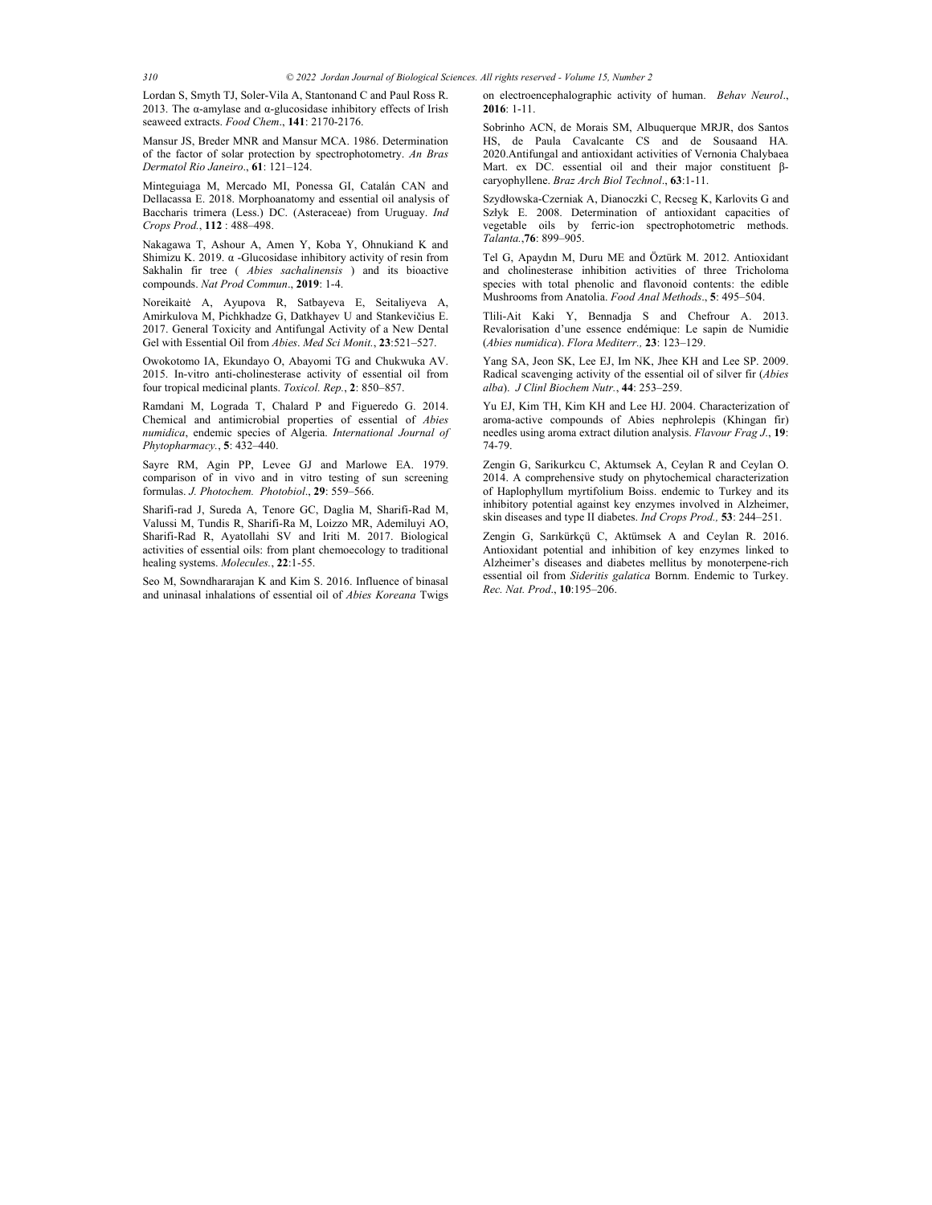Lordan S, Smyth TJ, Soler-Vila A, Stantonand C and Paul Ross R. 2013. The α-amylase and α-glucosidase inhibitory effects of Irish seaweed extracts. *Food Chem*., **141**: 2170-2176.

Mansur JS, Breder MNR and Mansur MCA. 1986. Determination of the factor of solar protection by spectrophotometry. *An Bras Dermatol Rio Janeiro*., **61**: 121–124.

Minteguiaga M, Mercado MI, Ponessa GI, Catalán CAN and Dellacassa E. 2018. Morphoanatomy and essential oil analysis of Baccharis trimera (Less.) DC. (Asteraceae) from Uruguay. *Ind Crops Prod.*, **112** : 488–498.

Nakagawa T, Ashour A, Amen Y, Koba Y, Ohnukiand K and Shimizu K. 2019. α -Glucosidase inhibitory activity of resin from Sakhalin fir tree ( *Abies sachalinensis* ) and its bioactive compounds. *Nat Prod Commun*., **2019**: 1-4.

Noreikaitė A, Ayupova R, Satbayeva E, Seitaliyeva A, Amirkulova M, Pichkhadze G, Datkhayev U and Stankevičius E. 2017. General Toxicity and Antifungal Activity of a New Dental Gel with Essential Oil from *Abies*. *Med Sci Monit.*, **23**:521–527.

Owokotomo IA, Ekundayo O, Abayomi TG and Chukwuka AV. 2015. In-vitro anti-cholinesterase activity of essential oil from four tropical medicinal plants. *Toxicol. Rep.*, **2**: 850–857.

Ramdani M, Lograda T, Chalard P and Figueredo G. 2014. Chemical and antimicrobial properties of essential of *Abies numidica*, endemic species of Algeria. *International Journal of Phytopharmacy.*, **5**: 432–440.

Sayre RM, Agin PP, Levee GJ and Marlowe EA. 1979. comparison of in vivo and in vitro testing of sun screening formulas. *J. Photochem. Photobiol*., **29**: 559–566.

Sharifi-rad J, Sureda A, Tenore GC, Daglia M, Sharifi-Rad M, Valussi M, Tundis R, Sharifi-Ra M, Loizzo MR, Ademiluyi AO, Sharifi-Rad R, Ayatollahi SV and Iriti M. 2017. Biological activities of essential oils: from plant chemoecology to traditional healing systems. *Molecules.*, **22**:1-55.

Seo M, Sowndhararajan K and Kim S. 2016. Influence of binasal and uninasal inhalations of essential oil of *Abies Koreana* Twigs on electroencephalographic activity of human. *Behav Neurol*., **2016**: 1-11.

Sobrinho ACN, de Morais SM, Albuquerque MRJR, dos Santos HS, de Paula Cavalcante CS and de Sousaand HA. 2020.Antifungal and antioxidant activities of Vernonia Chalybaea Mart. ex DC. essential oil and their major constituent β-caryophyllene. *Braz Arch Biol Technol*., **63**:1-11.

Szydłowska-Czerniak A, Dianoczki C, Recseg K, Karlovits G and Szłyk E. 2008. Determination of antioxidant capacities of vegetable oils by ferric-ion spectrophotometric methods. *Talanta.*,**76**: 899–905.

Tel G, Apaydın M, Duru ME and Öztürk M. 2012. Antioxidant and cholinesterase inhibition activities of three Tricholoma species with total phenolic and flavonoid contents: the edible Mushrooms from Anatolia. *Food Anal Methods*., **5**: 495–504.

Tlili-Ait Kaki Y, Bennadja S and Chefrour A. 2013. Revalorisation d'une essence endémique: Le sapin de Numidie (*Abies numidica*). *Flora Mediterr.,* **23**: 123–129.

Yang SA, Jeon SK, Lee EJ, Im NK, Jhee KH and Lee SP. 2009. Radical scavenging activity of the essential oil of silver fir (*Abies alba*). *J Clinl Biochem Nutr.*, **44**: 253–259.

Yu EJ, Kim TH, Kim KH and Lee HJ. 2004. Characterization of aroma-active compounds of Abies nephrolepis (Khingan fir) needles using aroma extract dilution analysis. *Flavour Frag J*., **19**: 74-79.

Zengin G, Sarikurkcu C, Aktumsek A, Ceylan R and Ceylan O. 2014. A comprehensive study on phytochemical characterization of Haplophyllum myrtifolium Boiss. endemic to Turkey and its inhibitory potential against key enzymes involved in Alzheimer, skin diseases and type II diabetes. *Ind Crops Prod.,* **53**: 244–251.

Zengin G, Sarıkürkçü C, Aktümsek A and Ceylan R. 2016. Antioxidant potential and inhibition of key enzymes linked to Alzheimer's diseases and diabetes mellitus by monoterpene-rich essential oil from *Sideritis galatica* Bornm. Endemic to Turkey. *Rec. Nat. Prod*., **10**:195–206.